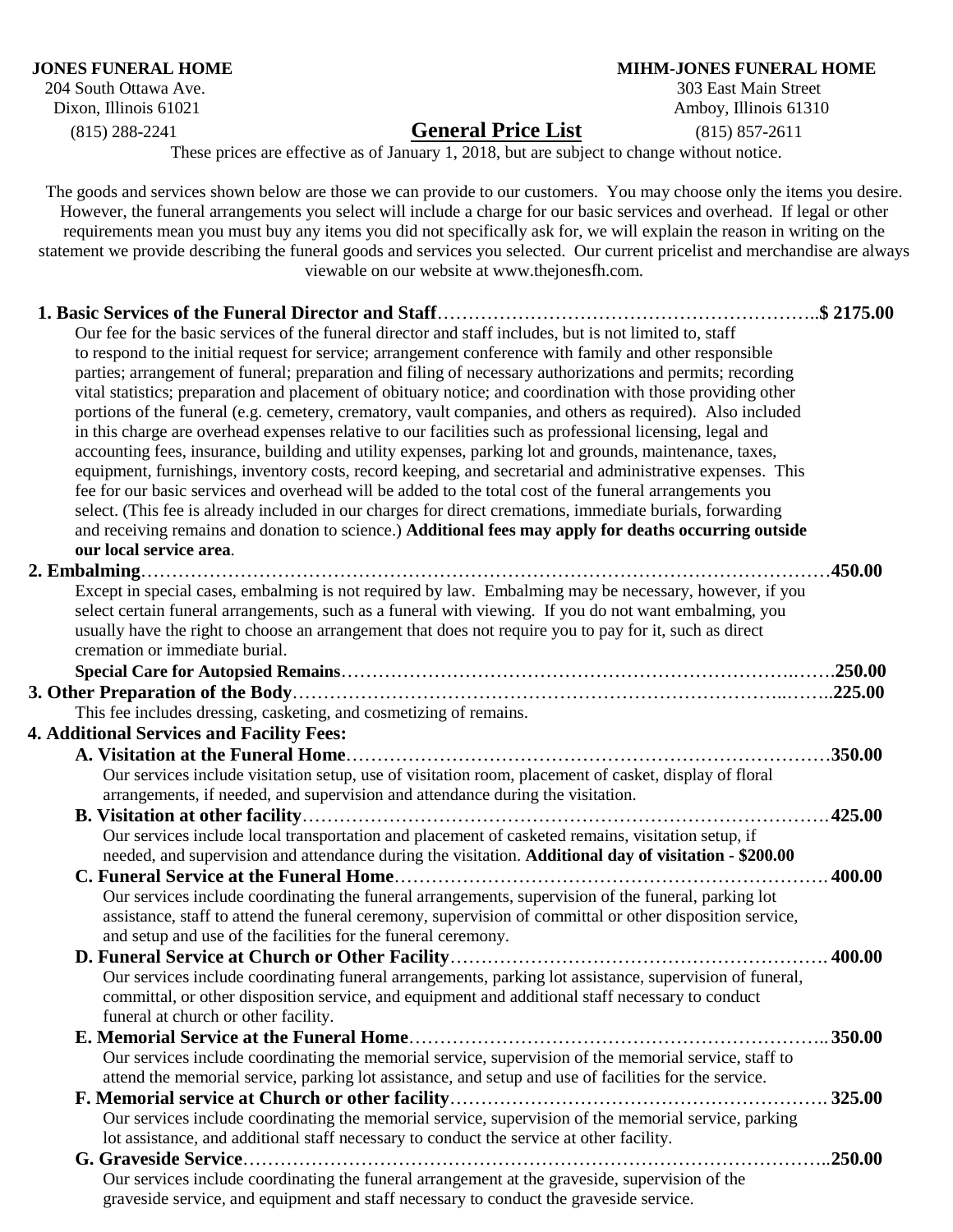**JONES FUNERAL HOME**
204 South Ottawa Ave.
Dixon, Illinois 61021
(815) 288-2241

**MIHM-JONES FUNERAL HOME**
303 East Main Street
Amboy, Illinois 61310
(815) 857-2611

# General Price List

These prices are effective as of January 1, 2018, but are subject to change without notice.

The goods and services shown below are those we can provide to our customers. You may choose only the items you desire. However, the funeral arrangements you select will include a charge for our basic services and overhead. If legal or other requirements mean you must buy any items you did not specifically ask for, we will explain the reason in writing on the statement we provide describing the funeral goods and services you selected. Our current pricelist and merchandise are always viewable on our website at www.thejonesfh.com.

**1. Basic Services of the Funeral Director and Staff**……………………………………………………..**$ 2175.00**

Our fee for the basic services of the funeral director and staff includes, but is not limited to, staff to respond to the initial request for service; arrangement conference with family and other responsible parties; arrangement of funeral; preparation and filing of necessary authorizations and permits; recording vital statistics; preparation and placement of obituary notice; and coordination with those providing other portions of the funeral (e.g. cemetery, crematory, vault companies, and others as required). Also included in this charge are overhead expenses relative to our facilities such as professional licensing, legal and accounting fees, insurance, building and utility expenses, parking lot and grounds, maintenance, taxes, equipment, furnishings, inventory costs, record keeping, and secretarial and administrative expenses. This fee for our basic services and overhead will be added to the total cost of the funeral arrangements you select. (This fee is already included in our charges for direct cremations, immediate burials, forwarding and receiving remains and donation to science.) **Additional fees may apply for deaths occurring outside our local service area**.

**2. Embalming**……………………………………………………………………………………………**450.00**

Except in special cases, embalming is not required by law. Embalming may be necessary, however, if you select certain funeral arrangements, such as a funeral with viewing. If you do not want embalming, you usually have the right to choose an arrangement that does not require you to pay for it, such as direct cremation or immediate burial.

**Special Care for Autopsied Remains**…………………………………………………………………**250.00**

**3. Other Preparation of the Body**……………………………………………………………………….**225.00**

This fee includes dressing, casketing, and cosmetizing of remains.

**4. Additional Services and Facility Fees:**

**A. Visitation at the Funeral Home**………………………………………………………………**350.00**

Our services include visitation setup, use of visitation room, placement of casket, display of floral arrangements, if needed, and supervision and attendance during the visitation.

**B. Visitation at other facility**……………………………………………………………………**425.00**

Our services include local transportation and placement of casketed remains, visitation setup, if needed, and supervision and attendance during the visitation. **Additional day of visitation - $200.00**

**C. Funeral Service at the Funeral Home**…………………………………………………………. **400.00**

Our services include coordinating the funeral arrangements, supervision of the funeral, parking lot assistance, staff to attend the funeral ceremony, supervision of committal or other disposition service, and setup and use of the facilities for the funeral ceremony.

**D. Funeral Service at Church or Other Facility**………………………………………………. **400.00**

Our services include coordinating funeral arrangements, parking lot assistance, supervision of funeral, committal, or other disposition service, and equipment and additional staff necessary to conduct funeral at church or other facility.

**E. Memorial Service at the Funeral Home**……………………………………………………….. **350.00**

Our services include coordinating the memorial service, supervision of the memorial service, staff to attend the memorial service, parking lot assistance, and setup and use of facilities for the service.

**F. Memorial service at Church or other facility**………………………………………………. **325.00**

Our services include coordinating the memorial service, supervision of the memorial service, parking lot assistance, and additional staff necessary to conduct the service at other facility.

**G. Graveside Service**……………………………………………………………………………..**250.00**

Our services include coordinating the funeral arrangement at the graveside, supervision of the graveside service, and equipment and staff necessary to conduct the graveside service.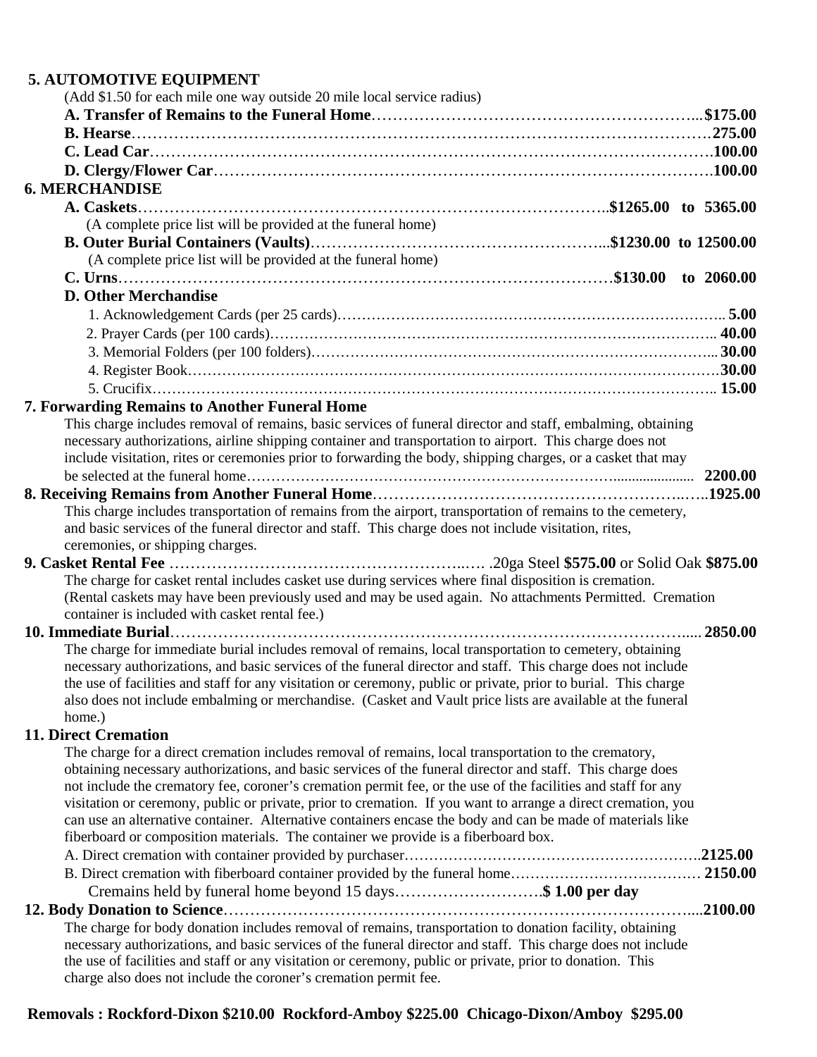## 5. AUTOMOTIVE EQUIPMENT

(Add $1.50 for each mile one way outside 20 mile local service radius)

**A. Transfer of Remains to the Funeral Home**……………………………………………………...**$175.00**

**B. Hearse**………………………………………………………………………………………………….**275.00**

**C. Lead Car**…………………………………………………………………………………………….**100.00**

**D. Clergy/Flower Car**……………………………………………………………………………….**100.00**

## 6. MERCHANDISE

**A. Caskets**……………………………………………………………………………..**$1265.00 to 5365.00**

(A complete price list will be provided at the funeral home)

**B. Outer Burial Containers (Vaults)**……………………………………………...**$1230.00 to 12500.00**

(A complete price list will be provided at the funeral home)

**C. Urns**…………………………………………………………………………………**$130.00 to 2060.00**

**D. Other Merchandise**

1. Acknowledgement Cards (per 25 cards)……………………………………………………………….. **5.00**
2. Prayer Cards (per 100 cards)……………………………………………………………………….. **40.00**
3. Memorial Folders (per 100 folders)…………………………………………………………………... **30.00**
4. Register Book……………………………………………………………………………………………**30.00**
5. Crucifix………………………………………………………………………………………………….. **15.00**

## 7. Forwarding Remains to Another Funeral Home

This charge includes removal of remains, basic services of funeral director and staff, embalming, obtaining necessary authorizations, airline shipping container and transportation to airport. This charge does not include visitation, rites or ceremonies prior to forwarding the body, shipping charges, or a casket that may be selected at the funeral home…………………………………………………………………...................... **2200.00**

## 8. Receiving Remains from Another Funeral Home……………………………………………..…..1925.00

This charge includes transportation of remains from the airport, transportation of remains to the cemetery, and basic services of the funeral director and staff. This charge does not include visitation, rites, ceremonies, or shipping charges.

## 9. Casket Rental Fee ………………………………………………..…. .20ga Steel **$575.00** or Solid Oak **$875.00**

The charge for casket rental includes casket use during services where final disposition is cremation. (Rental caskets may have been previously used and may be used again. No attachments Permitted. Cremation container is included with casket rental fee.)

## 10. Immediate Burial………………………………………………………………………………...... 2850.00

The charge for immediate burial includes removal of remains, local transportation to cemetery, obtaining necessary authorizations, and basic services of the funeral director and staff. This charge does not include the use of facilities and staff for any visitation or ceremony, public or private, prior to burial. This charge also does not include embalming or merchandise. (Casket and Vault price lists are available at the funeral home.)

## 11. Direct Cremation

The charge for a direct cremation includes removal of remains, local transportation to the crematory, obtaining necessary authorizations, and basic services of the funeral director and staff. This charge does not include the crematory fee, coroner's cremation permit fee, or the use of the facilities and staff for any visitation or ceremony, public or private, prior to cremation. If you want to arrange a direct cremation, you can use an alternative container. Alternative containers encase the body and can be made of materials like fiberboard or composition materials. The container we provide is a fiberboard box.

A. Direct cremation with container provided by purchaser……………………………………………………..**2125.00**

B. Direct cremation with fiberboard container provided by the funeral home………………………………… **2150.00**

Cremains held by funeral home beyond 15 days……………………….**$ 1.00 per day**

## 12. Body Donation to Science……………………………………………………………………………...2100.00

The charge for body donation includes removal of remains, transportation to donation facility, obtaining necessary authorizations, and basic services of the funeral director and staff. This charge does not include the use of facilities and staff or any visitation or ceremony, public or private, prior to donation. This charge also does not include the coroner's cremation permit fee.

**Removals : Rockford-Dixon $210.00 Rockford-Amboy $225.00 Chicago-Dixon/Amboy $295.00**